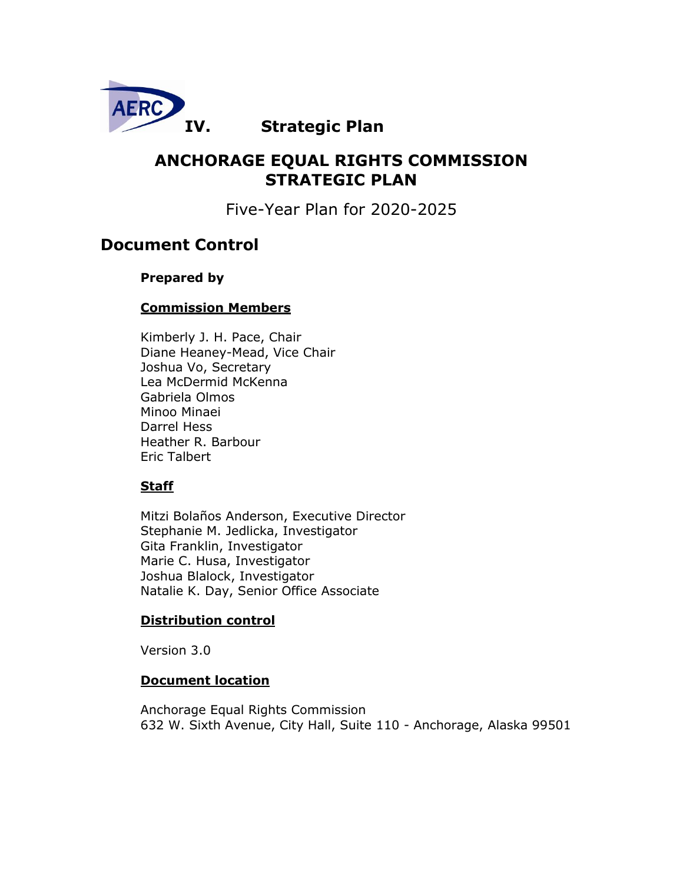AERC

# IV. Strategic Plan

## ANCHORAGE EQUAL RIGHTS COMMISSION STRATEGIC PLAN

Five-Year Plan for 2020-2025

## Document Control

**Prepared by**

**Commission Members**

Kimberly J. H. Pace, Chair
Diane Heaney-Mead, Vice Chair
Joshua Vo, Secretary
Lea McDermid McKenna
Gabriela Olmos
Minoo Minaei
Darrel Hess
Heather R. Barbour
Eric Talbert

**Staff**

Mitzi Bolaños Anderson, Executive Director
Stephanie M. Jedlicka, Investigator
Gita Franklin, Investigator
Marie C. Husa, Investigator
Joshua Blalock, Investigator
Natalie K. Day, Senior Office Associate

**Distribution control**

Version 3.0

**Document location**

Anchorage Equal Rights Commission
632 W. Sixth Avenue, City Hall, Suite 110 - Anchorage, Alaska 99501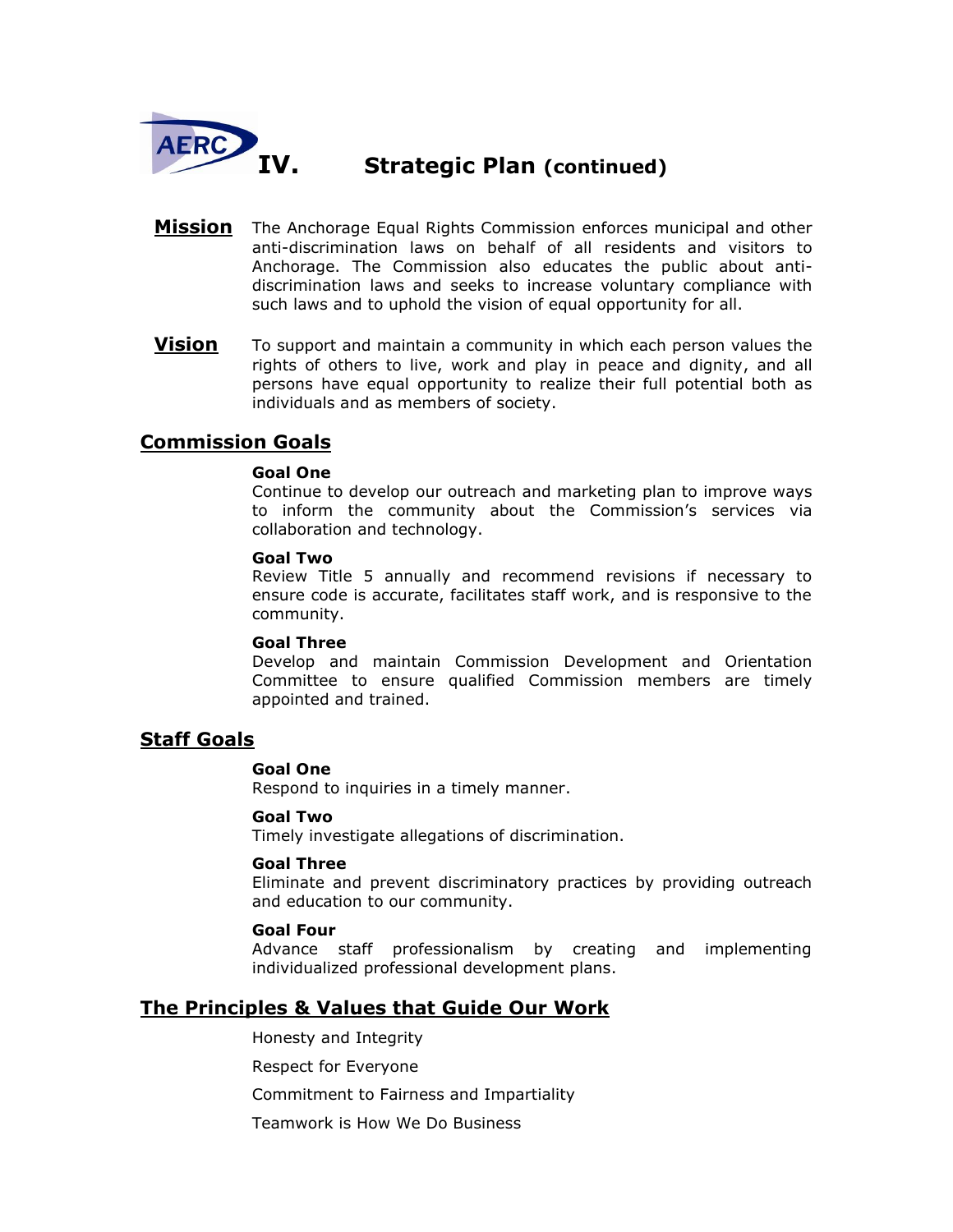# IV. Strategic Plan (continued)

**Mission** The Anchorage Equal Rights Commission enforces municipal and other anti-discrimination laws on behalf of all residents and visitors to Anchorage. The Commission also educates the public about anti-discrimination laws and seeks to increase voluntary compliance with such laws and to uphold the vision of equal opportunity for all.

**Vision** To support and maintain a community in which each person values the rights of others to live, work and play in peace and dignity, and all persons have equal opportunity to realize their full potential both as individuals and as members of society.

## Commission Goals

**Goal One**
Continue to develop our outreach and marketing plan to improve ways to inform the community about the Commission's services via collaboration and technology.

**Goal Two**
Review Title 5 annually and recommend revisions if necessary to ensure code is accurate, facilitates staff work, and is responsive to the community.

**Goal Three**
Develop and maintain Commission Development and Orientation Committee to ensure qualified Commission members are timely appointed and trained.

## Staff Goals

**Goal One**
Respond to inquiries in a timely manner.

**Goal Two**
Timely investigate allegations of discrimination.

**Goal Three**
Eliminate and prevent discriminatory practices by providing outreach and education to our community.

**Goal Four**
Advance staff professionalism by creating and implementing individualized professional development plans.

## The Principles & Values that Guide Our Work

Honesty and Integrity

Respect for Everyone

Commitment to Fairness and Impartiality

Teamwork is How We Do Business